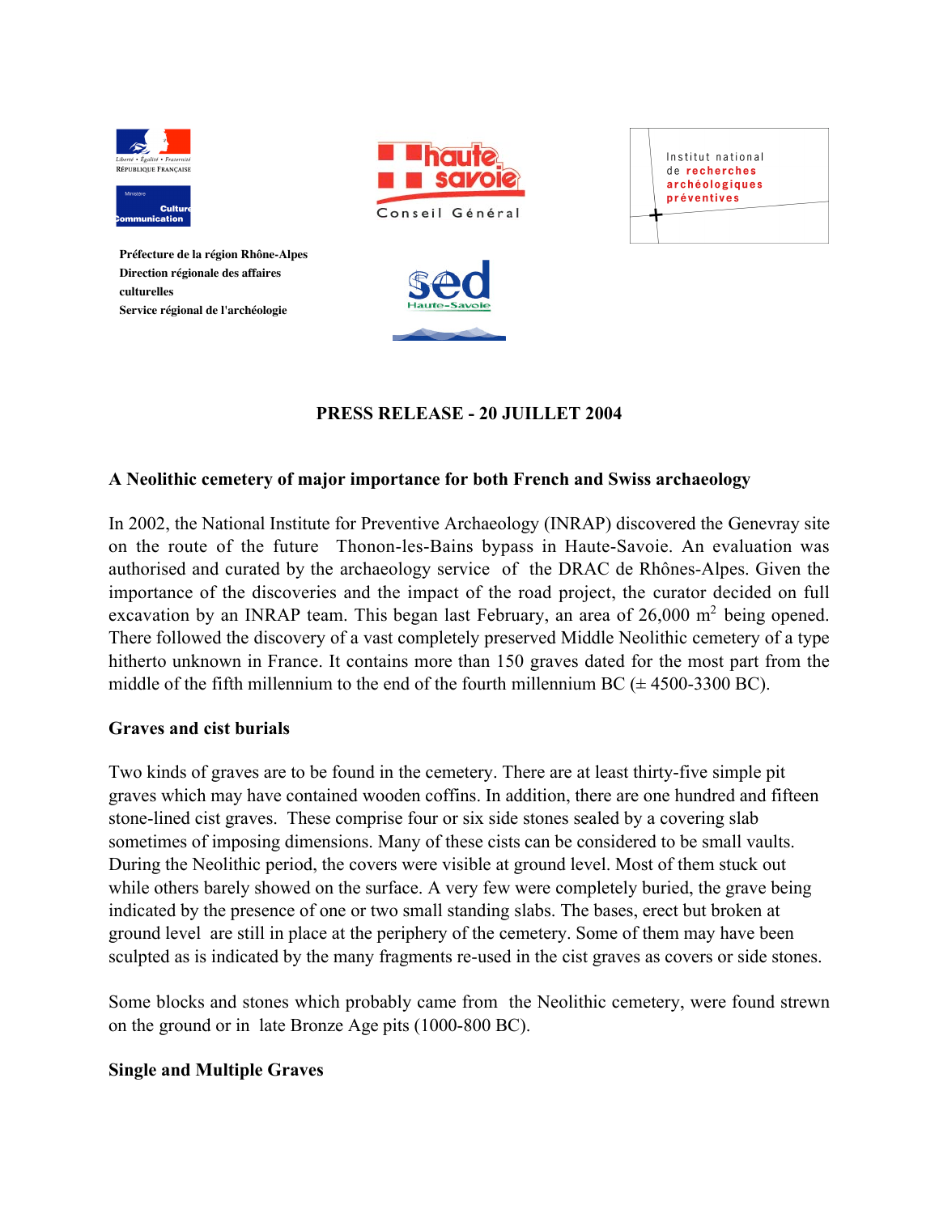Préfecture de la région Rhône-Alpes
Direction régionale des affaires culturelles
Service régional de l'archéologie

haute savoie Conseil Général

sed Haute-Savoie

Institut national de recherches archéologiques préventives

**PRESS RELEASE - 20 JUILLET 2004**

## A Neolithic cemetery of major importance for both French and Swiss archaeology

In 2002, the National Institute for Preventive Archaeology (INRAP) discovered the Genevray site on the route of the future Thonon-les-Bains bypass in Haute-Savoie. An evaluation was authorised and curated by the archaeology service of the DRAC de Rhônes-Alpes. Given the importance of the discoveries and the impact of the road project, the curator decided on full excavation by an INRAP team. This began last February, an area of 26,000 $m^2$ being opened. There followed the discovery of a vast completely preserved Middle Neolithic cemetery of a type hitherto unknown in France. It contains more than 150 graves dated for the most part from the middle of the fifth millennium to the end of the fourth millennium BC (± 4500-3300 BC).

## Graves and cist burials

Two kinds of graves are to be found in the cemetery. There are at least thirty-five simple pit graves which may have contained wooden coffins. In addition, there are one hundred and fifteen stone-lined cist graves. These comprise four or six side stones sealed by a covering slab sometimes of imposing dimensions. Many of these cists can be considered to be small vaults. During the Neolithic period, the covers were visible at ground level. Most of them stuck out while others barely showed on the surface. A very few were completely buried, the grave being indicated by the presence of one or two small standing slabs. The bases, erect but broken at ground level are still in place at the periphery of the cemetery. Some of them may have been sculpted as is indicated by the many fragments re-used in the cist graves as covers or side stones.

Some blocks and stones which probably came from the Neolithic cemetery, were found strewn on the ground or in late Bronze Age pits (1000-800 BC).

## Single and Multiple Graves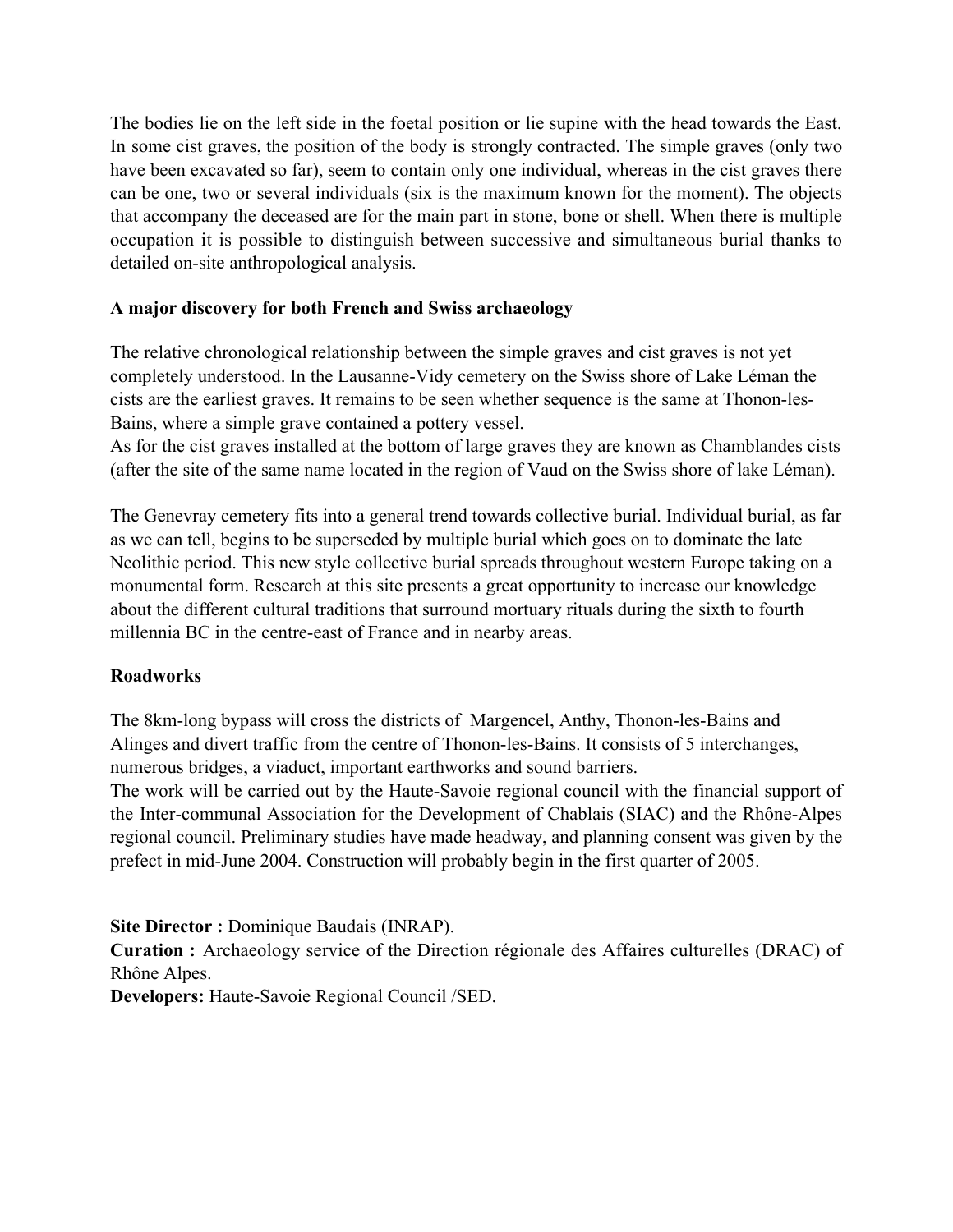The bodies lie on the left side in the foetal position or lie supine with the head towards the East. In some cist graves, the position of the body is strongly contracted. The simple graves (only two have been excavated so far), seem to contain only one individual, whereas in the cist graves there can be one, two or several individuals (six is the maximum known for the moment). The objects that accompany the deceased are for the main part in stone, bone or shell. When there is multiple occupation it is possible to distinguish between successive and simultaneous burial thanks to detailed on-site anthropological analysis.

**A major discovery for both French and Swiss archaeology**

The relative chronological relationship between the simple graves and cist graves is not yet completely understood. In the Lausanne-Vidy cemetery on the Swiss shore of Lake Léman the cists are the earliest graves. It remains to be seen whether sequence is the same at Thonon-les-Bains, where a simple grave contained a pottery vessel.
As for the cist graves installed at the bottom of large graves they are known as Chamblandes cists (after the site of the same name located in the region of Vaud on the Swiss shore of lake Léman).

The Genevray cemetery fits into a general trend towards collective burial. Individual burial, as far as we can tell, begins to be superseded by multiple burial which goes on to dominate the late Neolithic period. This new style collective burial spreads throughout western Europe taking on a monumental form. Research at this site presents a great opportunity to increase our knowledge about the different cultural traditions that surround mortuary rituals during the sixth to fourth millennia BC in the centre-east of France and in nearby areas.

**Roadworks**

The 8km-long bypass will cross the districts of Margencel, Anthy, Thonon-les-Bains and Alinges and divert traffic from the centre of Thonon-les-Bains. It consists of 5 interchanges, numerous bridges, a viaduct, important earthworks and sound barriers.
The work will be carried out by the Haute-Savoie regional council with the financial support of the Inter-communal Association for the Development of Chablais (SIAC) and the Rhône-Alpes regional council. Preliminary studies have made headway, and planning consent was given by the prefect in mid-June 2004. Construction will probably begin in the first quarter of 2005.

**Site Director :** Dominique Baudais (INRAP).
**Curation :** Archaeology service of the Direction régionale des Affaires culturelles (DRAC) of Rhône Alpes.
**Developers:** Haute-Savoie Regional Council /SED.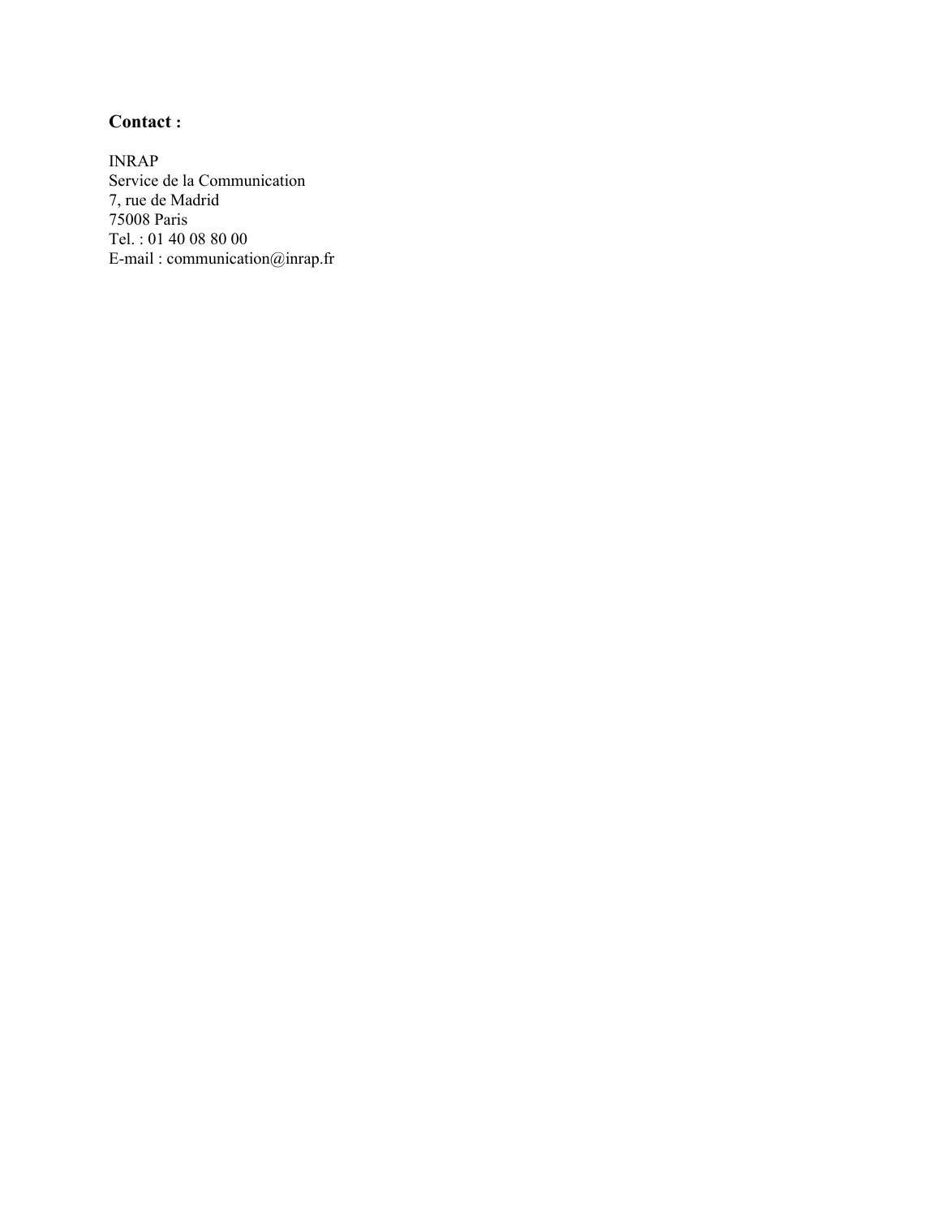**Contact :**

INRAP  
Service de la Communication  
7, rue de Madrid  
75008 Paris  
Tel. : 01 40 08 80 00  
E-mail : communication@inrap.fr